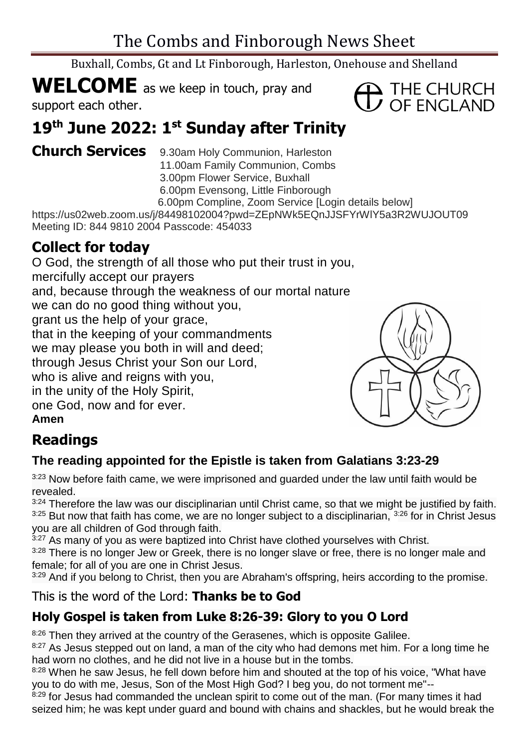# The Combs and Finborough News Sheet

Buxhall, Combs, Gt and Lt Finborough, Harleston, Onehouse and Shelland

**WELCOME** as we keep in touch, pray and support each other.

THE CHURCH OF ENGLAND

## 19th June 2022: 1st Sunday after Trinity

**Church Services**
- 9.30am Holy Communion, Harleston
- 11.00am Family Communion, Combs
- 3.00pm Flower Service, Buxhall
- 6.00pm Evensong, Little Finborough
- 6.00pm Compline, Zoom Service [Login details below]

https://us02web.zoom.us/j/84498102004?pwd=ZEpNWk5EQnJJSFYrWlY5a3R2WUJOUT09
Meeting ID: 844 9810 2004 Passcode: 454033

## Collect for today

O God, the strength of all those who put their trust in you,
mercifully accept our prayers
and, because through the weakness of our mortal nature
we can do no good thing without you,
grant us the help of your grace,
that in the keeping of your commandments
we may please you both in will and deed;
through Jesus Christ your Son our Lord,
who is alive and reigns with you,
in the unity of the Holy Spirit,
one God, now and for ever.
**Amen**

## Readings

### The reading appointed for the Epistle is taken from Galatians 3:23-29

3:23 Now before faith came, we were imprisoned and guarded under the law until faith would be revealed.
3:24 Therefore the law was our disciplinarian until Christ came, so that we might be justified by faith.
3:25 But now that faith has come, we are no longer subject to a disciplinarian, 3:26 for in Christ Jesus you are all children of God through faith.
3:27 As many of you as were baptized into Christ have clothed yourselves with Christ.
3:28 There is no longer Jew or Greek, there is no longer slave or free, there is no longer male and female; for all of you are one in Christ Jesus.
3:29 And if you belong to Christ, then you are Abraham's offspring, heirs according to the promise.

This is the word of the Lord: **Thanks be to God**

### Holy Gospel is taken from Luke 8:26-39: Glory to you O Lord

8:26 Then they arrived at the country of the Gerasenes, which is opposite Galilee.
8:27 As Jesus stepped out on land, a man of the city who had demons met him. For a long time he had worn no clothes, and he did not live in a house but in the tombs.
8:28 When he saw Jesus, he fell down before him and shouted at the top of his voice, "What have you to do with me, Jesus, Son of the Most High God? I beg you, do not torment me"--
8:29 for Jesus had commanded the unclean spirit to come out of the man. (For many times it had seized him; he was kept under guard and bound with chains and shackles, but he would break the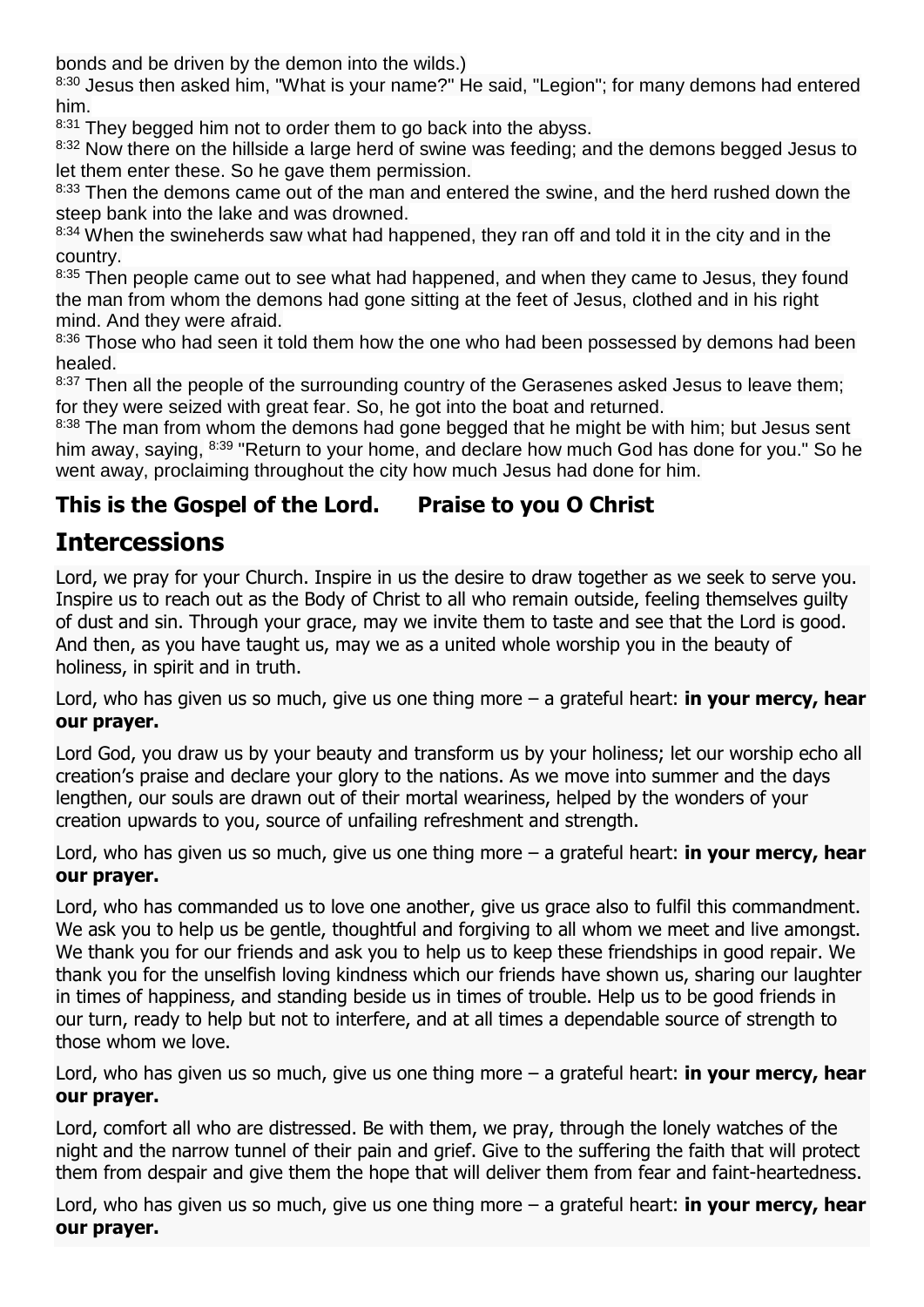bonds and be driven by the demon into the wilds.)

8:30 Jesus then asked him, "What is your name?" He said, "Legion"; for many demons had entered him.

8:31 They begged him not to order them to go back into the abyss.

8:32 Now there on the hillside a large herd of swine was feeding; and the demons begged Jesus to let them enter these. So he gave them permission.

8:33 Then the demons came out of the man and entered the swine, and the herd rushed down the steep bank into the lake and was drowned.

8:34 When the swineherds saw what had happened, they ran off and told it in the city and in the country.

8:35 Then people came out to see what had happened, and when they came to Jesus, they found the man from whom the demons had gone sitting at the feet of Jesus, clothed and in his right mind. And they were afraid.

8:36 Those who had seen it told them how the one who had been possessed by demons had been healed.

8:37 Then all the people of the surrounding country of the Gerasenes asked Jesus to leave them; for they were seized with great fear. So, he got into the boat and returned.

8:38 The man from whom the demons had gone begged that he might be with him; but Jesus sent him away, saying, 8:39 "Return to your home, and declare how much God has done for you." So he went away, proclaiming throughout the city how much Jesus had done for him.

**This is the Gospel of the Lord. Praise to you O Christ**

## Intercessions

Lord, we pray for your Church. Inspire in us the desire to draw together as we seek to serve you. Inspire us to reach out as the Body of Christ to all who remain outside, feeling themselves guilty of dust and sin. Through your grace, may we invite them to taste and see that the Lord is good. And then, as you have taught us, may we as a united whole worship you in the beauty of holiness, in spirit and in truth.

Lord, who has given us so much, give us one thing more – a grateful heart: **in your mercy, hear our prayer.**

Lord God, you draw us by your beauty and transform us by your holiness; let our worship echo all creation's praise and declare your glory to the nations. As we move into summer and the days lengthen, our souls are drawn out of their mortal weariness, helped by the wonders of your creation upwards to you, source of unfailing refreshment and strength.

Lord, who has given us so much, give us one thing more – a grateful heart: **in your mercy, hear our prayer.**

Lord, who has commanded us to love one another, give us grace also to fulfil this commandment. We ask you to help us be gentle, thoughtful and forgiving to all whom we meet and live amongst. We thank you for our friends and ask you to help us to keep these friendships in good repair. We thank you for the unselfish loving kindness which our friends have shown us, sharing our laughter in times of happiness, and standing beside us in times of trouble. Help us to be good friends in our turn, ready to help but not to interfere, and at all times a dependable source of strength to those whom we love.

Lord, who has given us so much, give us one thing more – a grateful heart: **in your mercy, hear our prayer.**

Lord, comfort all who are distressed. Be with them, we pray, through the lonely watches of the night and the narrow tunnel of their pain and grief. Give to the suffering the faith that will protect them from despair and give them the hope that will deliver them from fear and faint-heartedness.

Lord, who has given us so much, give us one thing more – a grateful heart: **in your mercy, hear our prayer.**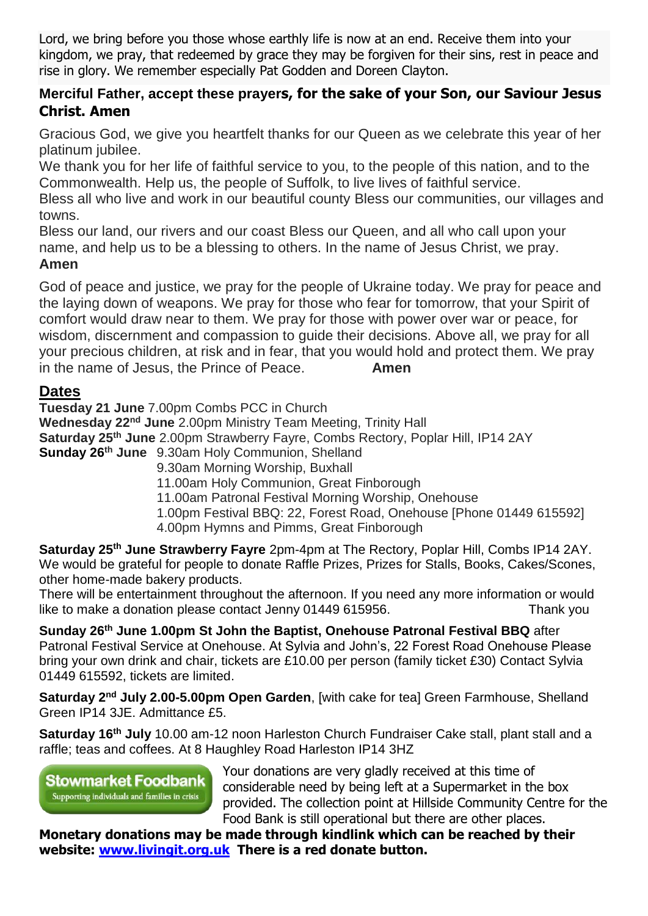Lord, we bring before you those whose earthly life is now at an end. Receive them into your kingdom, we pray, that redeemed by grace they may be forgiven for their sins, rest in peace and rise in glory. We remember especially Pat Godden and Doreen Clayton.

**Merciful Father, accept these prayers, for the sake of your Son, our Saviour Jesus Christ. Amen**

Gracious God, we give you heartfelt thanks for our Queen as we celebrate this year of her platinum jubilee.
We thank you for her life of faithful service to you, to the people of this nation, and to the Commonwealth. Help us, the people of Suffolk, to live lives of faithful service.
Bless all who live and work in our beautiful county Bless our communities, our villages and towns.
Bless our land, our rivers and our coast Bless our Queen, and all who call upon your name, and help us to be a blessing to others. In the name of Jesus Christ, we pray.
**Amen**

God of peace and justice, we pray for the people of Ukraine today. We pray for peace and the laying down of weapons. We pray for those who fear for tomorrow, that your Spirit of comfort would draw near to them. We pray for those with power over war or peace, for wisdom, discernment and compassion to guide their decisions. Above all, we pray for all your precious children, at risk and in fear, that you would hold and protect them. We pray in the name of Jesus, the Prince of Peace. **Amen**

## Dates

**Tuesday 21 June** 7.00pm Combs PCC in Church
**Wednesday 22nd June** 2.00pm Ministry Team Meeting, Trinity Hall
**Saturday 25th June** 2.00pm Strawberry Fayre, Combs Rectory, Poplar Hill, IP14 2AY
**Sunday 26th June** 9.30am Holy Communion, Shelland
9.30am Morning Worship, Buxhall
11.00am Holy Communion, Great Finborough
11.00am Patronal Festival Morning Worship, Onehouse
1.00pm Festival BBQ: 22, Forest Road, Onehouse [Phone 01449 615592]
4.00pm Hymns and Pimms, Great Finborough

**Saturday 25th June Strawberry Fayre** 2pm-4pm at The Rectory, Poplar Hill, Combs IP14 2AY. We would be grateful for people to donate Raffle Prizes, Prizes for Stalls, Books, Cakes/Scones, other home-made bakery products.
There will be entertainment throughout the afternoon. If you need any more information or would like to make a donation please contact Jenny 01449 615956. Thank you

**Sunday 26th June 1.00pm St John the Baptist, Onehouse Patronal Festival BBQ** after Patronal Festival Service at Onehouse. At Sylvia and John's, 22 Forest Road Onehouse Please bring your own drink and chair, tickets are £10.00 per person (family ticket £30) Contact Sylvia 01449 615592, tickets are limited.

**Saturday 2nd July 2.00-5.00pm Open Garden**, [with cake for tea] Green Farmhouse, Shelland Green IP14 3JE. Admittance £5.

**Saturday 16th July** 10.00 am-12 noon Harleston Church Fundraiser Cake stall, plant stall and a raffle; teas and coffees. At 8 Haughley Road Harleston IP14 3HZ

**Stowmarket Foodbank** Supporting individuals and families in crisis

Your donations are very gladly received at this time of considerable need by being left at a Supermarket in the box provided. The collection point at Hillside Community Centre for the Food Bank is still operational but there are other places.

**Monetary donations may be made through kindlink which can be reached by their website: www.livingit.org.uk There is a red donate button.**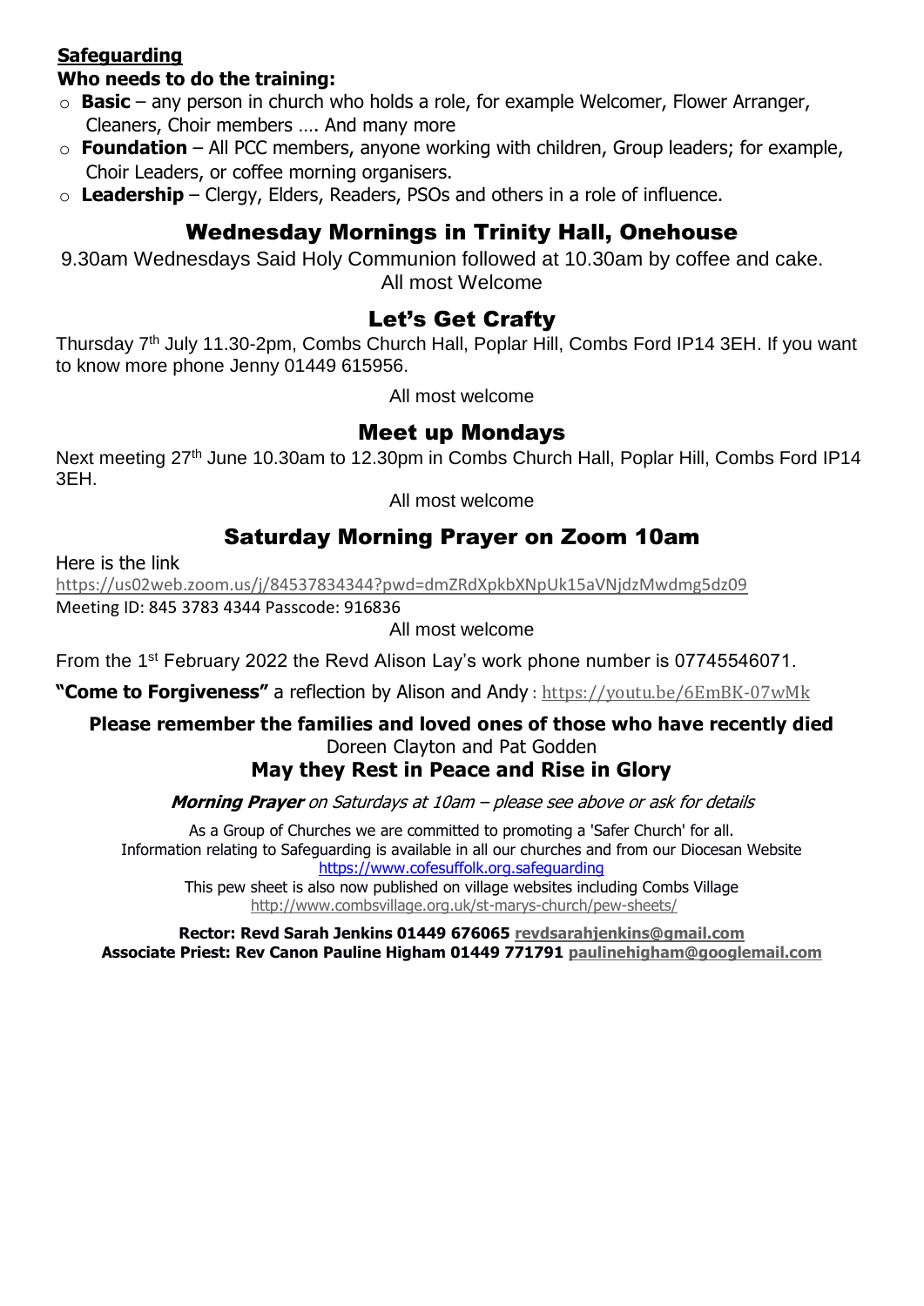**Safeguarding**

**Who needs to do the training:**

- **Basic** – any person in church who holds a role, for example Welcomer, Flower Arranger, Cleaners, Choir members …. And many more
- **Foundation** – All PCC members, anyone working with children, Group leaders; for example, Choir Leaders, or coffee morning organisers.
- **Leadership** – Clergy, Elders, Readers, PSOs and others in a role of influence.

## Wednesday Mornings in Trinity Hall, Onehouse

9.30am Wednesdays Said Holy Communion followed at 10.30am by coffee and cake.

All most Welcome

## Let's Get Crafty

Thursday 7th July 11.30-2pm, Combs Church Hall, Poplar Hill, Combs Ford IP14 3EH. If you want to know more phone Jenny 01449 615956.

All most welcome

## Meet up Mondays

Next meeting 27th June 10.30am to 12.30pm in Combs Church Hall, Poplar Hill, Combs Ford IP14 3EH.

All most welcome

## Saturday Morning Prayer on Zoom 10am

Here is the link

https://us02web.zoom.us/j/84537834344?pwd=dmZRdXpkbXNpUk15aVNjdzMwdmg5dz09

Meeting ID: 845 3783 4344 Passcode: 916836

All most welcome

From the 1st February 2022 the Revd Alison Lay's work phone number is 07745546071.

**"Come to Forgiveness"** a reflection by Alison and Andy : https://youtu.be/6EmBK-07wMk

**Please remember the families and loved ones of those who have recently died**

Doreen Clayton and Pat Godden

**May they Rest in Peace and Rise in Glory**

***Morning Prayer*** *on Saturdays at 10am – please see above or ask for details*

As a Group of Churches we are committed to promoting a 'Safer Church' for all.
Information relating to Safeguarding is available in all our churches and from our Diocesan Website
https://www.cofesuffolk.org.safeguarding
This pew sheet is also now published on village websites including Combs Village
http://www.combsvillage.org.uk/st-marys-church/pew-sheets/

**Rector: Revd Sarah Jenkins 01449 676065 revdsarahjenkins@gmail.com**
**Associate Priest: Rev Canon Pauline Higham 01449 771791 paulinehigham@googlemail.com**